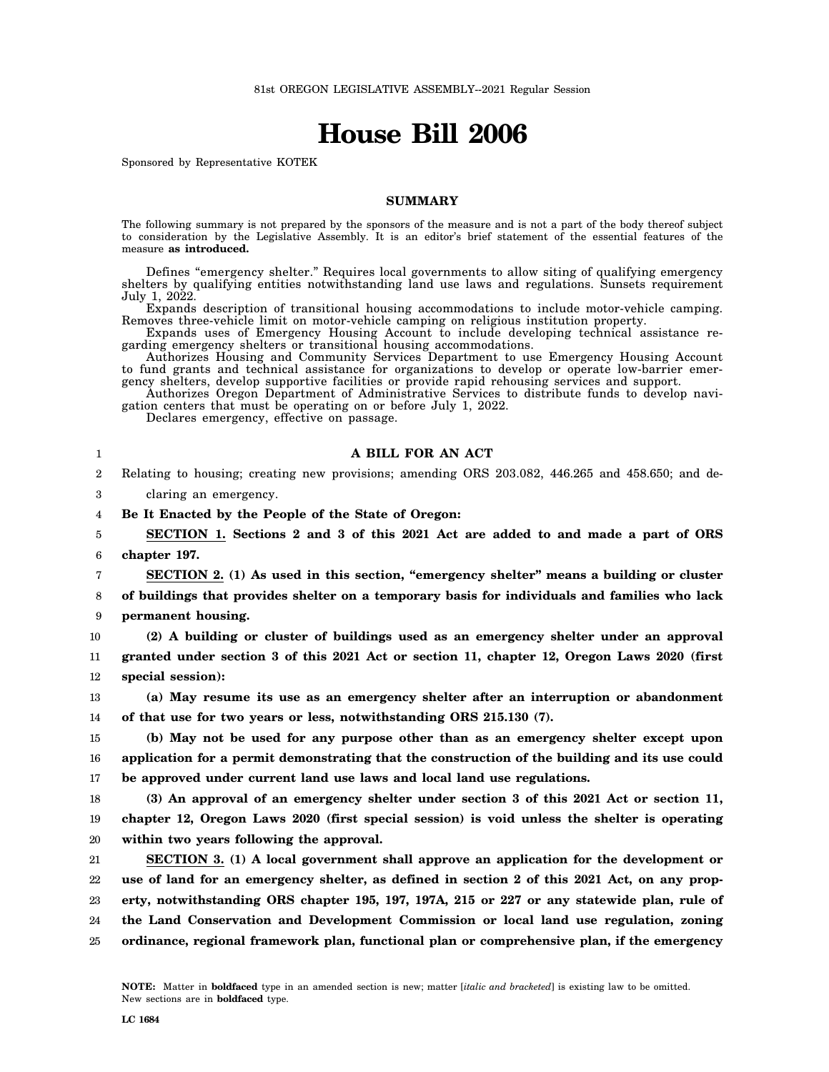81st OREGON LEGISLATIVE ASSEMBLY--2021 Regular Session

# House Bill 2006

Sponsored by Representative KOTEK

## SUMMARY

The following summary is not prepared by the sponsors of the measure and is not a part of the body thereof subject to consideration by the Legislative Assembly. It is an editor's brief statement of the essential features of the measure **as introduced.**

Defines "emergency shelter." Requires local governments to allow siting of qualifying emergency shelters by qualifying entities notwithstanding land use laws and regulations. Sunsets requirement July 1, 2022.

Expands description of transitional housing accommodations to include motor-vehicle camping. Removes three-vehicle limit on motor-vehicle camping on religious institution property.

Expands uses of Emergency Housing Account to include developing technical assistance regarding emergency shelters or transitional housing accommodations.

Authorizes Housing and Community Services Department to use Emergency Housing Account to fund grants and technical assistance for organizations to develop or operate low-barrier emergency shelters, develop supportive facilities or provide rapid rehousing services and support.

Authorizes Oregon Department of Administrative Services to distribute funds to develop navigation centers that must be operating on or before July 1, 2022.

Declares emergency, effective on passage.

**A BILL FOR AN ACT**

Relating to housing; creating new provisions; amending ORS 203.082, 446.265 and 458.650; and declaring an emergency.

**Be It Enacted by the People of the State of Oregon:**

**SECTION 1. Sections 2 and 3 of this 2021 Act are added to and made a part of ORS chapter 197.**

**SECTION 2. (1) As used in this section, "emergency shelter" means a building or cluster of buildings that provides shelter on a temporary basis for individuals and families who lack permanent housing.**

**(2) A building or cluster of buildings used as an emergency shelter under an approval granted under section 3 of this 2021 Act or section 11, chapter 12, Oregon Laws 2020 (first special session):**

**(a) May resume its use as an emergency shelter after an interruption or abandonment of that use for two years or less, notwithstanding ORS 215.130 (7).**

**(b) May not be used for any purpose other than as an emergency shelter except upon application for a permit demonstrating that the construction of the building and its use could be approved under current land use laws and local land use regulations.**

**(3) An approval of an emergency shelter under section 3 of this 2021 Act or section 11, chapter 12, Oregon Laws 2020 (first special session) is void unless the shelter is operating within two years following the approval.**

**SECTION 3. (1) A local government shall approve an application for the development or use of land for an emergency shelter, as defined in section 2 of this 2021 Act, on any property, notwithstanding ORS chapter 195, 197, 197A, 215 or 227 or any statewide plan, rule of the Land Conservation and Development Commission or local land use regulation, zoning ordinance, regional framework plan, functional plan or comprehensive plan, if the emergency**

NOTE: Matter in **boldfaced** type in an amended section is new; matter [*italic and bracketed*] is existing law to be omitted. New sections are in **boldfaced** type.

LC 1684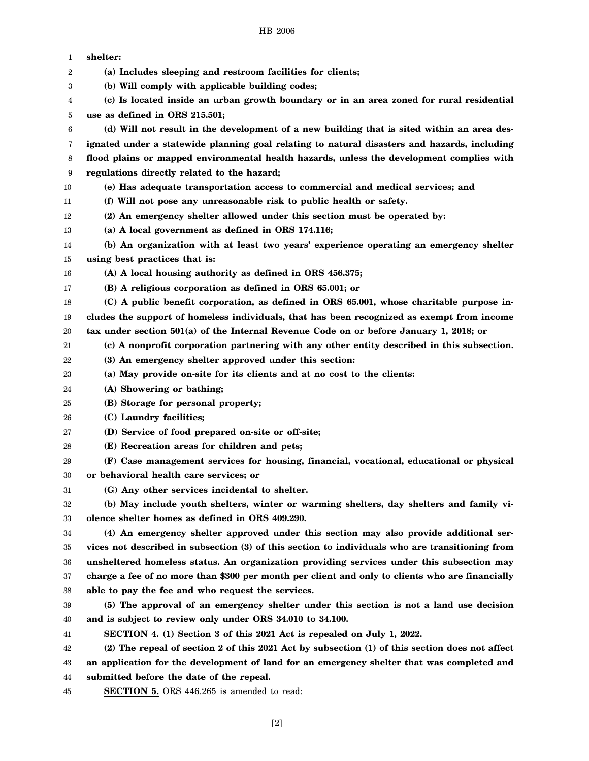**shelter:**

**(a) Includes sleeping and restroom facilities for clients;**

**(b) Will comply with applicable building codes;**

**(c) Is located inside an urban growth boundary or in an area zoned for rural residential use as defined in ORS 215.501;**

**(d) Will not result in the development of a new building that is sited within an area designated under a statewide planning goal relating to natural disasters and hazards, including flood plains or mapped environmental health hazards, unless the development complies with regulations directly related to the hazard;**

**(e) Has adequate transportation access to commercial and medical services; and**

**(f) Will not pose any unreasonable risk to public health or safety.**

**(2) An emergency shelter allowed under this section must be operated by:**

**(a) A local government as defined in ORS 174.116;**

**(b) An organization with at least two years' experience operating an emergency shelter using best practices that is:**

**(A) A local housing authority as defined in ORS 456.375;**

**(B) A religious corporation as defined in ORS 65.001; or**

**(C) A public benefit corporation, as defined in ORS 65.001, whose charitable purpose includes the support of homeless individuals, that has been recognized as exempt from income tax under section 501(a) of the Internal Revenue Code on or before January 1, 2018; or**

**(c) A nonprofit corporation partnering with any other entity described in this subsection.**

**(3) An emergency shelter approved under this section:**

**(a) May provide on-site for its clients and at no cost to the clients:**

**(A) Showering or bathing;**

**(B) Storage for personal property;**

**(C) Laundry facilities;**

**(D) Service of food prepared on-site or off-site;**

**(E) Recreation areas for children and pets;**

**(F) Case management services for housing, financial, vocational, educational or physical or behavioral health care services; or**

**(G) Any other services incidental to shelter.**

**(b) May include youth shelters, winter or warming shelters, day shelters and family violence shelter homes as defined in ORS 409.290.**

**(4) An emergency shelter approved under this section may also provide additional services not described in subsection (3) of this section to individuals who are transitioning from unsheltered homeless status. An organization providing services under this subsection may charge a fee of no more than $300 per month per client and only to clients who are financially able to pay the fee and who request the services.**

**(5) The approval of an emergency shelter under this section is not a land use decision and is subject to review only under ORS 34.010 to 34.100.**

**SECTION 4. (1) Section 3 of this 2021 Act is repealed on July 1, 2022.**

**(2) The repeal of section 2 of this 2021 Act by subsection (1) of this section does not affect an application for the development of land for an emergency shelter that was completed and submitted before the date of the repeal.**

**SECTION 5.** ORS 446.265 is amended to read: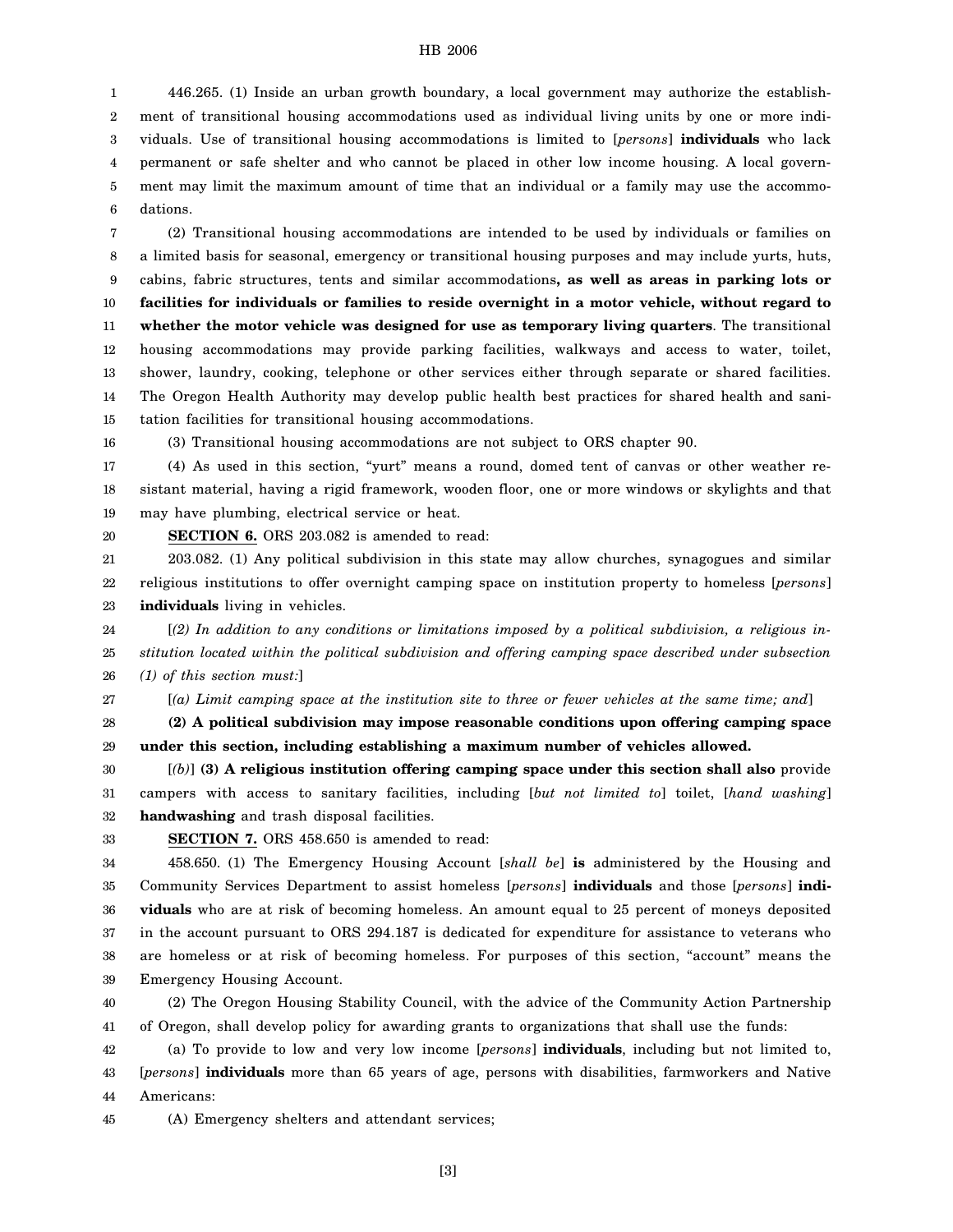446.265. (1) Inside an urban growth boundary, a local government may authorize the establishment of transitional housing accommodations used as individual living units by one or more individuals. Use of transitional housing accommodations is limited to [*persons*] **individuals** who lack permanent or safe shelter and who cannot be placed in other low income housing. A local government may limit the maximum amount of time that an individual or a family may use the accommodations.

(2) Transitional housing accommodations are intended to be used by individuals or families on a limited basis for seasonal, emergency or transitional housing purposes and may include yurts, huts, cabins, fabric structures, tents and similar accommodations**, as well as areas in parking lots or facilities for individuals or families to reside overnight in a motor vehicle, without regard to whether the motor vehicle was designed for use as temporary living quarters**. The transitional housing accommodations may provide parking facilities, walkways and access to water, toilet, shower, laundry, cooking, telephone or other services either through separate or shared facilities. The Oregon Health Authority may develop public health best practices for shared health and sanitation facilities for transitional housing accommodations.

(3) Transitional housing accommodations are not subject to ORS chapter 90.

(4) As used in this section, "yurt" means a round, domed tent of canvas or other weather resistant material, having a rigid framework, wooden floor, one or more windows or skylights and that may have plumbing, electrical service or heat.

**SECTION 6.** ORS 203.082 is amended to read:

203.082. (1) Any political subdivision in this state may allow churches, synagogues and similar religious institutions to offer overnight camping space on institution property to homeless [*persons*] **individuals** living in vehicles.

[*(2) In addition to any conditions or limitations imposed by a political subdivision, a religious institution located within the political subdivision and offering camping space described under subsection (1) of this section must:*]

[*(a) Limit camping space at the institution site to three or fewer vehicles at the same time; and*]

**(2) A political subdivision may impose reasonable conditions upon offering camping space under this section, including establishing a maximum number of vehicles allowed.**

[*(b)*] **(3) A religious institution offering camping space under this section shall also** provide campers with access to sanitary facilities, including [*but not limited to*] toilet, [*hand washing*] **handwashing** and trash disposal facilities.

**SECTION 7.** ORS 458.650 is amended to read:

458.650. (1) The Emergency Housing Account [*shall be*] **is** administered by the Housing and Community Services Department to assist homeless [*persons*] **individuals** and those [*persons*] **individuals** who are at risk of becoming homeless. An amount equal to 25 percent of moneys deposited in the account pursuant to ORS 294.187 is dedicated for expenditure for assistance to veterans who are homeless or at risk of becoming homeless. For purposes of this section, "account" means the Emergency Housing Account.

(2) The Oregon Housing Stability Council, with the advice of the Community Action Partnership of Oregon, shall develop policy for awarding grants to organizations that shall use the funds:

(a) To provide to low and very low income [*persons*] **individuals**, including but not limited to, [*persons*] **individuals** more than 65 years of age, persons with disabilities, farmworkers and Native Americans:

(A) Emergency shelters and attendant services;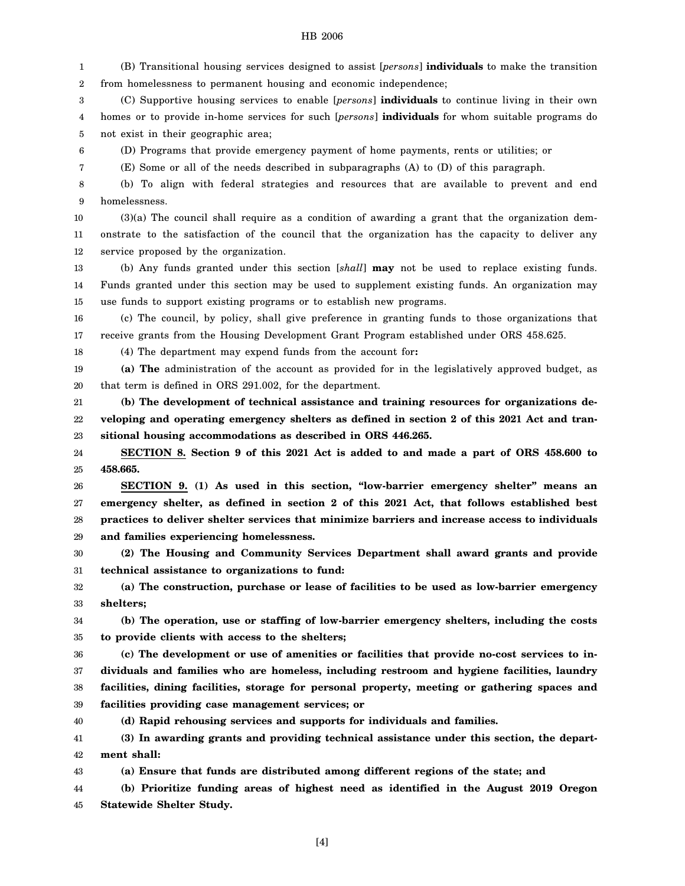(B) Transitional housing services designed to assist [*persons*] **individuals** to make the transition from homelessness to permanent housing and economic independence;

(C) Supportive housing services to enable [*persons*] **individuals** to continue living in their own homes or to provide in-home services for such [*persons*] **individuals** for whom suitable programs do not exist in their geographic area;

(D) Programs that provide emergency payment of home payments, rents or utilities; or

(E) Some or all of the needs described in subparagraphs (A) to (D) of this paragraph.

(b) To align with federal strategies and resources that are available to prevent and end homelessness.

(3)(a) The council shall require as a condition of awarding a grant that the organization demonstrate to the satisfaction of the council that the organization has the capacity to deliver any service proposed by the organization.

(b) Any funds granted under this section [*shall*] **may** not be used to replace existing funds. Funds granted under this section may be used to supplement existing funds. An organization may use funds to support existing programs or to establish new programs.

(c) The council, by policy, shall give preference in granting funds to those organizations that receive grants from the Housing Development Grant Program established under ORS 458.625.

(4) The department may expend funds from the account for**:**

**(a) The** administration of the account as provided for in the legislatively approved budget, as that term is defined in ORS 291.002, for the department.

**(b) The development of technical assistance and training resources for organizations developing and operating emergency shelters as defined in section 2 of this 2021 Act and transitional housing accommodations as described in ORS 446.265.**

**SECTION 8. Section 9 of this 2021 Act is added to and made a part of ORS 458.600 to 458.665.**

**SECTION 9. (1) As used in this section, "low-barrier emergency shelter" means an emergency shelter, as defined in section 2 of this 2021 Act, that follows established best practices to deliver shelter services that minimize barriers and increase access to individuals and families experiencing homelessness.**

**(2) The Housing and Community Services Department shall award grants and provide technical assistance to organizations to fund:**

**(a) The construction, purchase or lease of facilities to be used as low-barrier emergency shelters;**

**(b) The operation, use or staffing of low-barrier emergency shelters, including the costs to provide clients with access to the shelters;**

**(c) The development or use of amenities or facilities that provide no-cost services to individuals and families who are homeless, including restroom and hygiene facilities, laundry facilities, dining facilities, storage for personal property, meeting or gathering spaces and facilities providing case management services; or**

**(d) Rapid rehousing services and supports for individuals and families.**

**(3) In awarding grants and providing technical assistance under this section, the department shall:**

**(a) Ensure that funds are distributed among different regions of the state; and**

**(b) Prioritize funding areas of highest need as identified in the August 2019 Oregon Statewide Shelter Study.**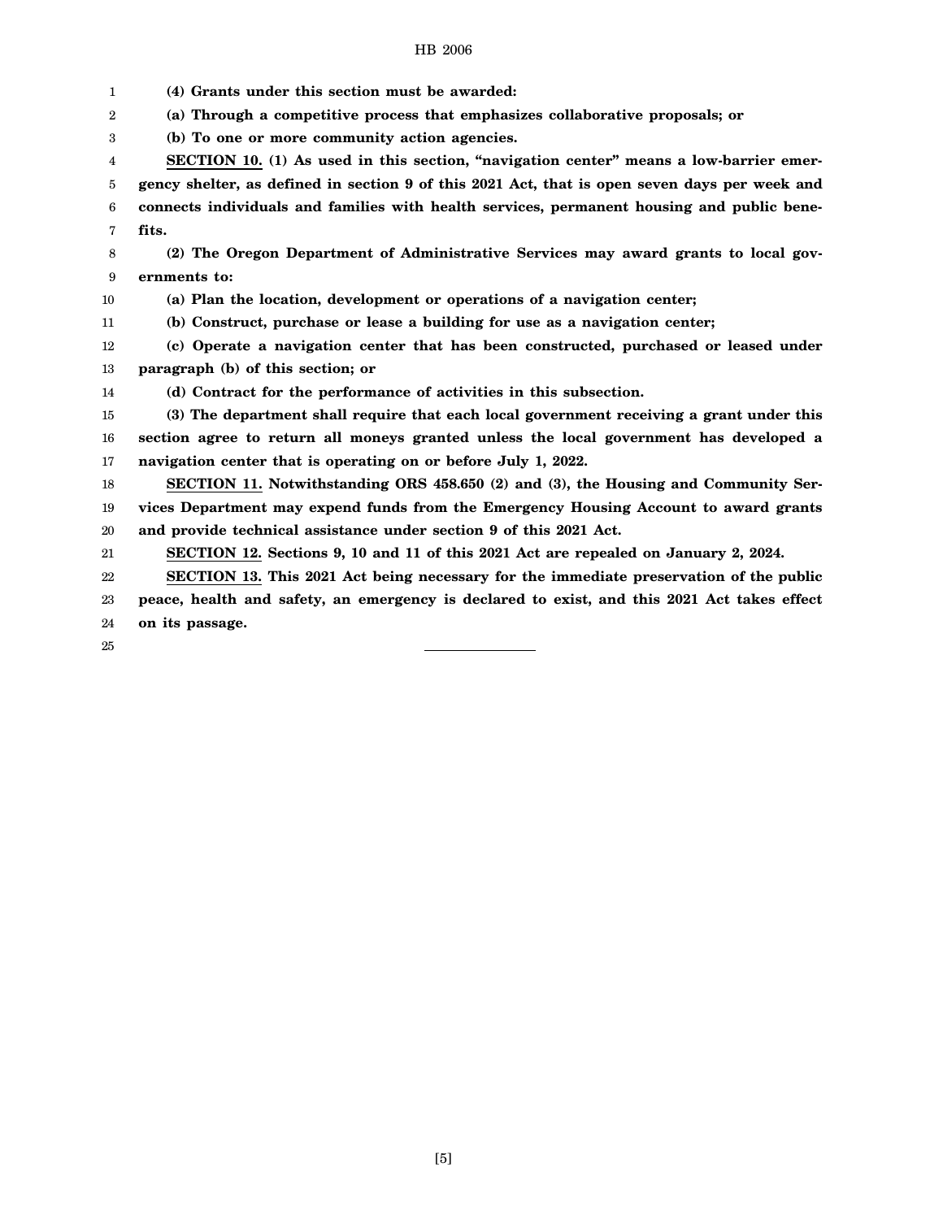**(4) Grants under this section must be awarded:**

**(a) Through a competitive process that emphasizes collaborative proposals; or**

**(b) To one or more community action agencies.**

**SECTION 10. (1) As used in this section, "navigation center" means a low-barrier emergency shelter, as defined in section 9 of this 2021 Act, that is open seven days per week and connects individuals and families with health services, permanent housing and public benefits.**

**(2) The Oregon Department of Administrative Services may award grants to local governments to:**

**(a) Plan the location, development or operations of a navigation center;**

**(b) Construct, purchase or lease a building for use as a navigation center;**

**(c) Operate a navigation center that has been constructed, purchased or leased under paragraph (b) of this section; or**

**(d) Contract for the performance of activities in this subsection.**

**(3) The department shall require that each local government receiving a grant under this section agree to return all moneys granted unless the local government has developed a navigation center that is operating on or before July 1, 2022.**

**SECTION 11. Notwithstanding ORS 458.650 (2) and (3), the Housing and Community Services Department may expend funds from the Emergency Housing Account to award grants and provide technical assistance under section 9 of this 2021 Act.**

**SECTION 12. Sections 9, 10 and 11 of this 2021 Act are repealed on January 2, 2024.**

**SECTION 13. This 2021 Act being necessary for the immediate preservation of the public peace, health and safety, an emergency is declared to exist, and this 2021 Act takes effect on its passage.**